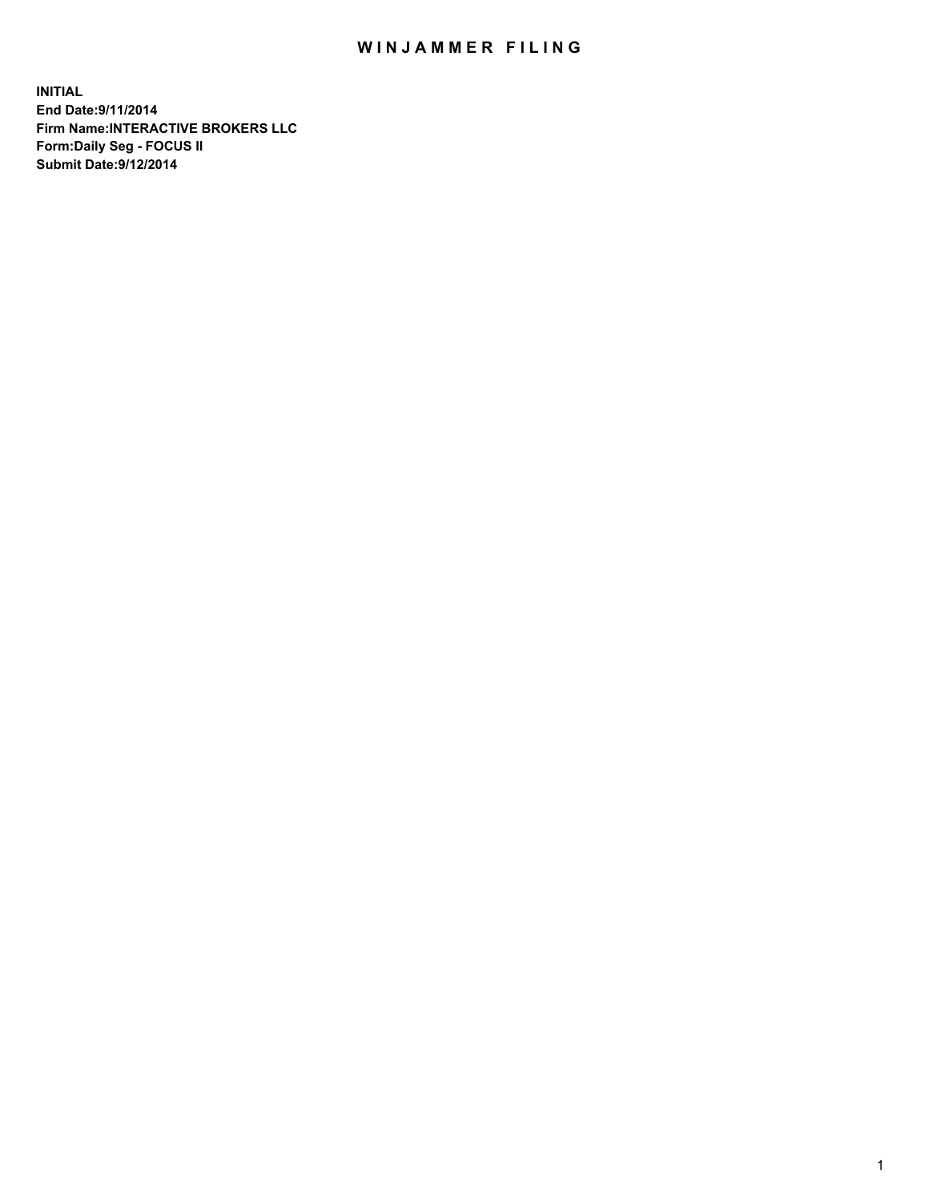# WINJAMMER FILING

**INITIAL**
**End Date:9/11/2014**
**Firm Name:INTERACTIVE BROKERS LLC**
**Form:Daily Seg - FOCUS II**
**Submit Date:9/12/2014**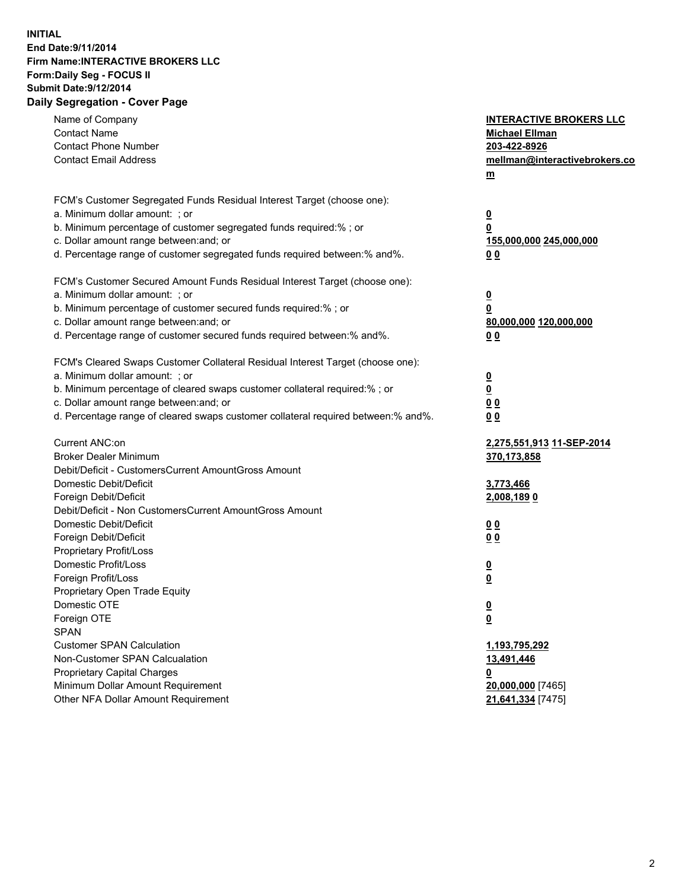**INITIAL**
**End Date:9/11/2014**
**Firm Name:INTERACTIVE BROKERS LLC**
**Form:Daily Seg - FOCUS II**
**Submit Date:9/12/2014**
**Daily Segregation - Cover Page**

| | |
|---|---|
| Name of Company | **INTERACTIVE BROKERS LLC** |
| Contact Name | **Michael Ellman** |
| Contact Phone Number | **203-422-8926** |
| Contact Email Address | **mellman@interactivebrokers.com** |
| FCM's Customer Segregated Funds Residual Interest Target (choose one): | |
| a. Minimum dollar amount: ; or | **0** |
| b. Minimum percentage of customer segregated funds required:% ; or | **0** |
| c. Dollar amount range between:and; or | **155,000,000** **245,000,000** |
| d. Percentage range of customer segregated funds required between:% and%. | **0** **0** |
| FCM's Customer Secured Amount Funds Residual Interest Target (choose one): | |
| a. Minimum dollar amount: ; or | **0** |
| b. Minimum percentage of customer secured funds required:% ; or | **0** |
| c. Dollar amount range between:and; or | **80,000,000** **120,000,000** |
| d. Percentage range of customer secured funds required between:% and%. | **0** **0** |
| FCM's Cleared Swaps Customer Collateral Residual Interest Target (choose one): | |
| a. Minimum dollar amount: ; or | **0** |
| b. Minimum percentage of cleared swaps customer collateral required:% ; or | **0** |
| c. Dollar amount range between:and; or | **0** **0** |
| d. Percentage range of cleared swaps customer collateral required between:% and%. | **0** **0** |
| Current ANC:on | **2,275,551,913** **11-SEP-2014** |
| Broker Dealer Minimum | **370,173,858** |
| Debit/Deficit - CustomersCurrent AmountGross Amount | |
| Domestic Debit/Deficit | **3,773,466** |
| Foreign Debit/Deficit | **2,008,189** **0** |
| Debit/Deficit - Non CustomersCurrent AmountGross Amount | |
| Domestic Debit/Deficit | **0** **0** |
| Foreign Debit/Deficit | **0** **0** |
| Proprietary Profit/Loss | |
| Domestic Profit/Loss | **0** |
| Foreign Profit/Loss | **0** |
| Proprietary Open Trade Equity | |
| Domestic OTE | **0** |
| Foreign OTE | **0** |
| SPAN | |
| Customer SPAN Calculation | **1,193,795,292** |
| Non-Customer SPAN Calcualation | **13,491,446** |
| Proprietary Capital Charges | **0** |
| Minimum Dollar Amount Requirement | **20,000,000** [7465] |
| Other NFA Dollar Amount Requirement | **21,641,334** [7475] |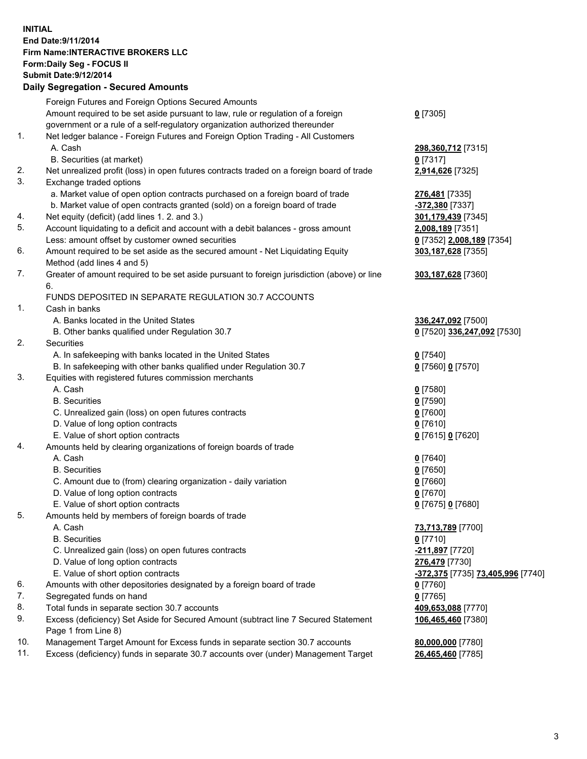**INITIAL**
**End Date:9/11/2014**
**Firm Name:INTERACTIVE BROKERS LLC**
**Form:Daily Seg - FOCUS II**
**Submit Date:9/12/2014**
**Daily Segregation - Secured Amounts**

| | | |
|---|---|---|
| | Foreign Futures and Foreign Options Secured Amounts | |
| | Amount required to be set aside pursuant to law, rule or regulation of a foreign government or a rule of a self-regulatory organization authorized thereunder | **0** [7305] |
| 1. | Net ledger balance - Foreign Futures and Foreign Option Trading - All Customers | |
| | A. Cash | **298,360,712** [7315] |
| | B. Securities (at market) | **0** [7317] |
| 2. | Net unrealized profit (loss) in open futures contracts traded on a foreign board of trade | **2,914,626** [7325] |
| 3. | Exchange traded options | |
| | a. Market value of open option contracts purchased on a foreign board of trade | **276,481** [7335] |
| | b. Market value of open contracts granted (sold) on a foreign board of trade | **-372,380** [7337] |
| 4. | Net equity (deficit) (add lines 1. 2. and 3.) | **301,179,439** [7345] |
| 5. | Account liquidating to a deficit and account with a debit balances - gross amount | **2,008,189** [7351] |
| | Less: amount offset by customer owned securities | **0** [7352] **2,008,189** [7354] |
| 6. | Amount required to be set aside as the secured amount - Net Liquidating Equity Method (add lines 4 and 5) | **303,187,628** [7355] |
| 7. | Greater of amount required to be set aside pursuant to foreign jurisdiction (above) or line 6. | **303,187,628** [7360] |
| | FUNDS DEPOSITED IN SEPARATE REGULATION 30.7 ACCOUNTS | |
| 1. | Cash in banks | |
| | A. Banks located in the United States | **336,247,092** [7500] |
| | B. Other banks qualified under Regulation 30.7 | **0** [7520] **336,247,092** [7530] |
| 2. | Securities | |
| | A. In safekeeping with banks located in the United States | **0** [7540] |
| | B. In safekeeping with other banks qualified under Regulation 30.7 | **0** [7560] **0** [7570] |
| 3. | Equities with registered futures commission merchants | |
| | A. Cash | **0** [7580] |
| | B. Securities | **0** [7590] |
| | C. Unrealized gain (loss) on open futures contracts | **0** [7600] |
| | D. Value of long option contracts | **0** [7610] |
| | E. Value of short option contracts | **0** [7615] **0** [7620] |
| 4. | Amounts held by clearing organizations of foreign boards of trade | |
| | A. Cash | **0** [7640] |
| | B. Securities | **0** [7650] |
| | C. Amount due to (from) clearing organization - daily variation | **0** [7660] |
| | D. Value of long option contracts | **0** [7670] |
| | E. Value of short option contracts | **0** [7675] **0** [7680] |
| 5. | Amounts held by members of foreign boards of trade | |
| | A. Cash | **73,713,789** [7700] |
| | B. Securities | **0** [7710] |
| | C. Unrealized gain (loss) on open futures contracts | **-211,897** [7720] |
| | D. Value of long option contracts | **276,479** [7730] |
| | E. Value of short option contracts | **-372,375** [7735] **73,405,996** [7740] |
| 6. | Amounts with other depositories designated by a foreign board of trade | **0** [7760] |
| 7. | Segregated funds on hand | **0** [7765] |
| 8. | Total funds in separate section 30.7 accounts | **409,653,088** [7770] |
| 9. | Excess (deficiency) Set Aside for Secured Amount (subtract line 7 Secured Statement Page 1 from Line 8) | **106,465,460** [7380] |
| 10. | Management Target Amount for Excess funds in separate section 30.7 accounts | **80,000,000** [7780] |
| 11. | Excess (deficiency) funds in separate 30.7 accounts over (under) Management Target | **26,465,460** [7785] |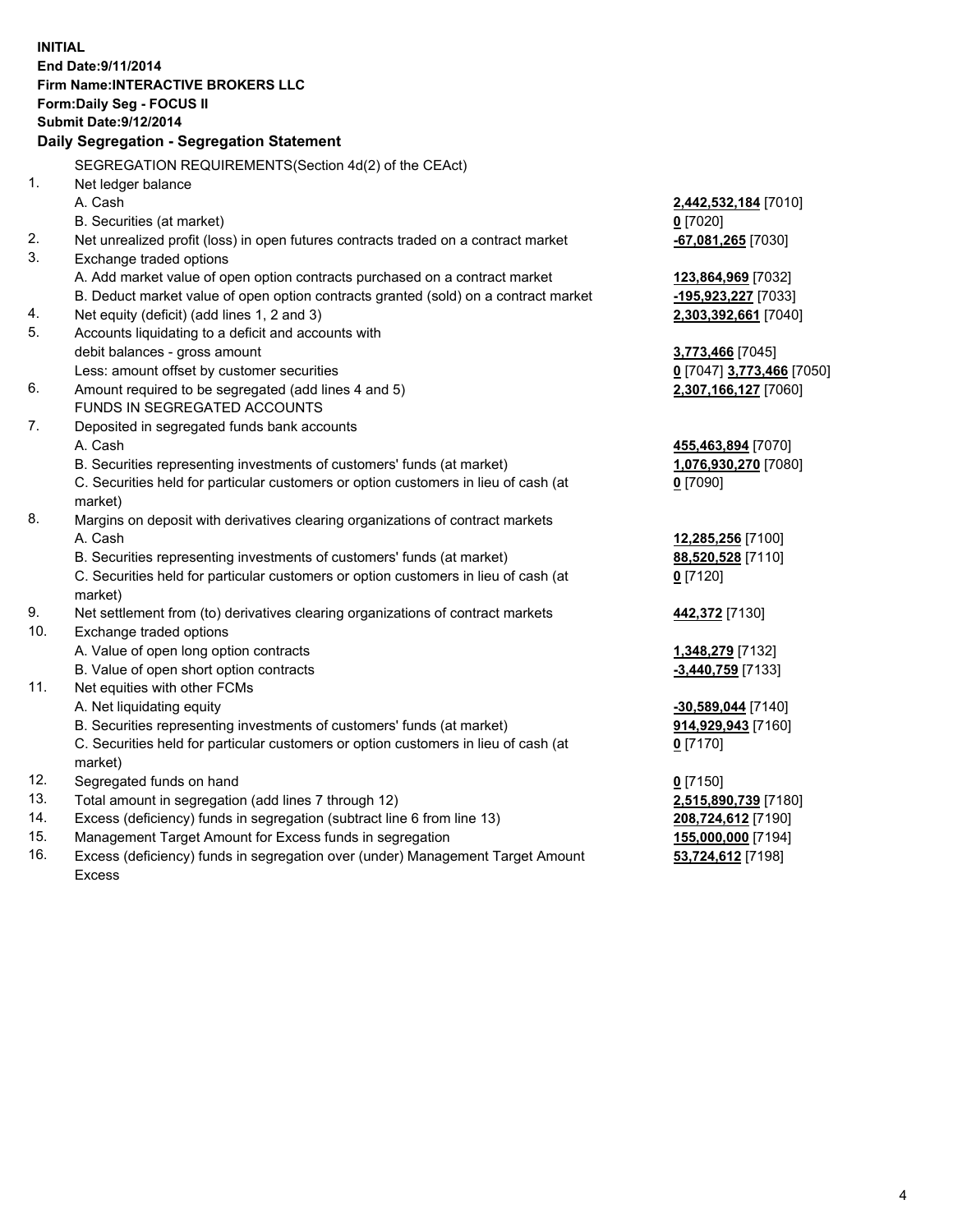**INITIAL**
**End Date:9/11/2014**
**Firm Name:INTERACTIVE BROKERS LLC**
**Form:Daily Seg - FOCUS II**
**Submit Date:9/12/2014**

## Daily Segregation - Segregation Statement

| | | |
|---|---|---|
| | SEGREGATION REQUIREMENTS(Section 4d(2) of the CEAct) | |
| 1. | Net ledger balance | |
| | A. Cash | **2,442,532,184** [7010] |
| | B. Securities (at market) | **0** [7020] |
| 2. | Net unrealized profit (loss) in open futures contracts traded on a contract market | **-67,081,265** [7030] |
| 3. | Exchange traded options | |
| | A. Add market value of open option contracts purchased on a contract market | **123,864,969** [7032] |
| | B. Deduct market value of open option contracts granted (sold) on a contract market | **-195,923,227** [7033] |
| 4. | Net equity (deficit) (add lines 1, 2 and 3) | **2,303,392,661** [7040] |
| 5. | Accounts liquidating to a deficit and accounts with | |
| | debit balances - gross amount | **3,773,466** [7045] |
| | Less: amount offset by customer securities | **0** [7047] **3,773,466** [7050] |
| 6. | Amount required to be segregated (add lines 4 and 5) | **2,307,166,127** [7060] |
| | FUNDS IN SEGREGATED ACCOUNTS | |
| 7. | Deposited in segregated funds bank accounts | |
| | A. Cash | **455,463,894** [7070] |
| | B. Securities representing investments of customers' funds (at market) | **1,076,930,270** [7080] |
| | C. Securities held for particular customers or option customers in lieu of cash (at market) | **0** [7090] |
| 8. | Margins on deposit with derivatives clearing organizations of contract markets | |
| | A. Cash | **12,285,256** [7100] |
| | B. Securities representing investments of customers' funds (at market) | **88,520,528** [7110] |
| | C. Securities held for particular customers or option customers in lieu of cash (at market) | **0** [7120] |
| 9. | Net settlement from (to) derivatives clearing organizations of contract markets | **442,372** [7130] |
| 10. | Exchange traded options | |
| | A. Value of open long option contracts | **1,348,279** [7132] |
| | B. Value of open short option contracts | **-3,440,759** [7133] |
| 11. | Net equities with other FCMs | |
| | A. Net liquidating equity | **-30,589,044** [7140] |
| | B. Securities representing investments of customers' funds (at market) | **914,929,943** [7160] |
| | C. Securities held for particular customers or option customers in lieu of cash (at market) | **0** [7170] |
| 12. | Segregated funds on hand | **0** [7150] |
| 13. | Total amount in segregation (add lines 7 through 12) | **2,515,890,739** [7180] |
| 14. | Excess (deficiency) funds in segregation (subtract line 6 from line 13) | **208,724,612** [7190] |
| 15. | Management Target Amount for Excess funds in segregation | **155,000,000** [7194] |
| 16. | Excess (deficiency) funds in segregation over (under) Management Target Amount Excess | **53,724,612** [7198] |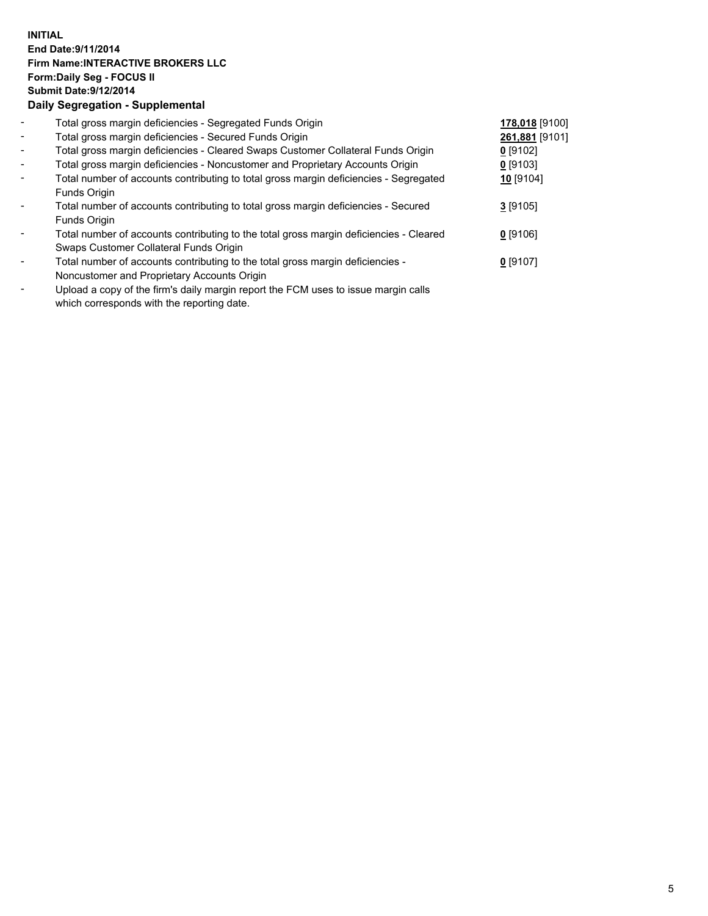**INITIAL**
**End Date:9/11/2014**
**Firm Name:INTERACTIVE BROKERS LLC**
**Form:Daily Seg - FOCUS II**
**Submit Date:9/12/2014**

### Daily Segregation - Supplemental

| | | |
|---|---|---|
| - | Total gross margin deficiencies - Segregated Funds Origin | **178,018** [9100] |
| - | Total gross margin deficiencies - Secured Funds Origin | **261,881** [9101] |
| - | Total gross margin deficiencies - Cleared Swaps Customer Collateral Funds Origin | **0** [9102] |
| - | Total gross margin deficiencies - Noncustomer and Proprietary Accounts Origin | **0** [9103] |
| - | Total number of accounts contributing to total gross margin deficiencies - Segregated Funds Origin | **10** [9104] |
| - | Total number of accounts contributing to total gross margin deficiencies - Secured Funds Origin | **3** [9105] |
| - | Total number of accounts contributing to the total gross margin deficiencies - Cleared Swaps Customer Collateral Funds Origin | **0** [9106] |
| - | Total number of accounts contributing to the total gross margin deficiencies - Noncustomer and Proprietary Accounts Origin | **0** [9107] |
| - | Upload a copy of the firm's daily margin report the FCM uses to issue margin calls which corresponds with the reporting date. | |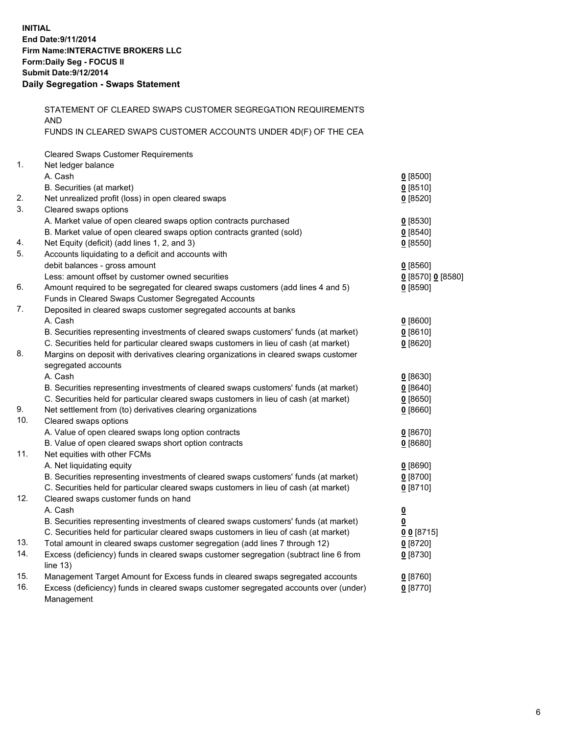**INITIAL**
**End Date:9/11/2014**
**Firm Name:INTERACTIVE BROKERS LLC**
**Form:Daily Seg - FOCUS II**
**Submit Date:9/12/2014**
**Daily Segregation - Swaps Statement**

STATEMENT OF CLEARED SWAPS CUSTOMER SEGREGATION REQUIREMENTS AND FUNDS IN CLEARED SWAPS CUSTOMER ACCOUNTS UNDER 4D(F) OF THE CEA

| | | |
|---|---|---|
| | Cleared Swaps Customer Requirements | |
| 1. | Net ledger balance | |
| | A. Cash | 0 [8500] |
| | B. Securities (at market) | 0 [8510] |
| 2. | Net unrealized profit (loss) in open cleared swaps | 0 [8520] |
| 3. | Cleared swaps options | |
| | A. Market value of open cleared swaps option contracts purchased | 0 [8530] |
| | B. Market value of open cleared swaps option contracts granted (sold) | 0 [8540] |
| 4. | Net Equity (deficit) (add lines 1, 2, and 3) | 0 [8550] |
| 5. | Accounts liquidating to a deficit and accounts with debit balances - gross amount | 0 [8560] |
| | Less: amount offset by customer owned securities | 0 [8570] 0 [8580] |
| 6. | Amount required to be segregated for cleared swaps customers (add lines 4 and 5) | 0 [8590] |
| | Funds in Cleared Swaps Customer Segregated Accounts | |
| 7. | Deposited in cleared swaps customer segregated accounts at banks | |
| | A. Cash | 0 [8600] |
| | B. Securities representing investments of cleared swaps customers' funds (at market) | 0 [8610] |
| | C. Securities held for particular cleared swaps customers in lieu of cash (at market) | 0 [8620] |
| 8. | Margins on deposit with derivatives clearing organizations in cleared swaps customer segregated accounts | |
| | A. Cash | 0 [8630] |
| | B. Securities representing investments of cleared swaps customers' funds (at market) | 0 [8640] |
| | C. Securities held for particular cleared swaps customers in lieu of cash (at market) | 0 [8650] |
| 9. | Net settlement from (to) derivatives clearing organizations | 0 [8660] |
| 10. | Cleared swaps options | |
| | A. Value of open cleared swaps long option contracts | 0 [8670] |
| | B. Value of open cleared swaps short option contracts | 0 [8680] |
| 11. | Net equities with other FCMs | |
| | A. Net liquidating equity | 0 [8690] |
| | B. Securities representing investments of cleared swaps customers' funds (at market) | 0 [8700] |
| | C. Securities held for particular cleared swaps customers in lieu of cash (at market) | 0 [8710] |
| 12. | Cleared swaps customer funds on hand | |
| | A. Cash | 0 |
| | B. Securities representing investments of cleared swaps customers' funds (at market) | 0 |
| | C. Securities held for particular cleared swaps customers in lieu of cash (at market) | 0 0 [8715] |
| 13. | Total amount in cleared swaps customer segregation (add lines 7 through 12) | 0 [8720] |
| 14. | Excess (deficiency) funds in cleared swaps customer segregation (subtract line 6 from line 13) | 0 [8730] |
| 15. | Management Target Amount for Excess funds in cleared swaps segregated accounts | 0 [8760] |
| 16. | Excess (deficiency) funds in cleared swaps customer segregated accounts over (under) Management | 0 [8770] |